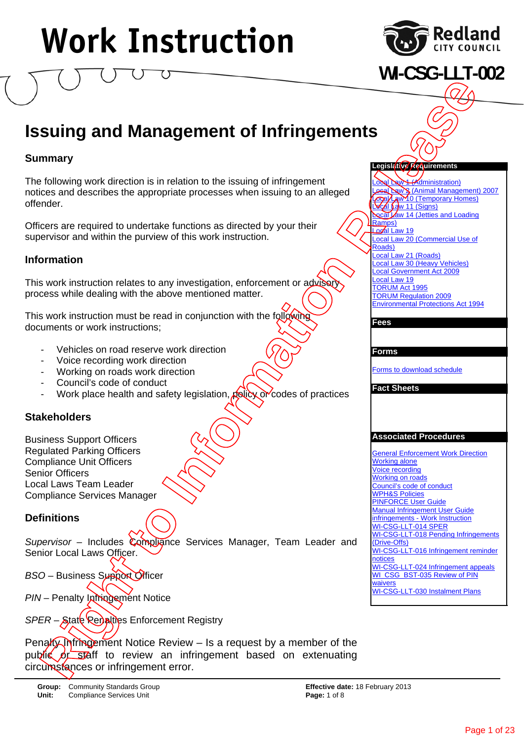# Work Instruction

**WI-CSG-LLT-002**

## Issuing and Management of Infringements

### Summary

The following work direction is in relation to the issuing of infringement notices and describes the appropriate processes when issuing to an alleged offender.

Officers are required to undertake functions as directed by your their supervisor and within the purview of this work instruction.

### Information

This work instruction relates to any investigation, enforcement or advisory process while dealing with the above mentioned matter.

This work instruction must be read in conjunction with the following documents or work instructions;

- Vehicles on road reserve work direction
- Voice recording work direction
- Working on roads work direction
- Council's code of conduct
- Work place health and safety legislation, policy or codes of practices

### Stakeholders

Business Support Officers
Regulated Parking Officers
Compliance Unit Officers
Senior Officers
Local Laws Team Leader
Compliance Services Manager

### Definitions

*Supervisor* – Includes Compliance Services Manager, Team Leader and Senior Local Laws Officer.

*BSO* – Business Support Officer

*PIN* – Penalty Infringement Notice

*SPER* – State Penalties Enforcement Registry

Penalty Infringement Notice Review – Is a request by a member of the public or staff to review an infringement based on extenuating circumstances or infringement error.

**Legislative Requirements**

Local Law 1 (Administration)
Local Law 2 (Animal Management) 2007
Local Law 10 (Temporary Homes)
Local Law 11 (Signs)
Local Law 14 (Jetties and Loading Ramps)
Local Law 19
Local Law 20 (Commercial Use of Roads)
Local Law 21 (Roads)
Local Law 30 (Heavy Vehicles)
Local Government Act 2009
Local Law 19
TORUM Act 1995
TORUM Regulation 2009
Environmental Protections Act 1994

**Fees**

**Forms**

Forms to download schedule

**Fact Sheets**

**Associated Procedures**

General Enforcement Work Direction
Working alone
Voice recording
Working on roads
Council's code of conduct
WPH&S Policies
PINFORCE User Guide
Manual Infringement User Guide
infringements - Work Instruction
WI-CSG-LLT-014 SPER
WI-CSG-LLT-018 Pending Infringements (Drive-Offs)
WI-CSG-LLT-016 Infringement reminder notices
WI-CSG-LLT-024 Infringement appeals
WI_CSG_BST-035 Review of PIN waivers
WI-CSG-LLT-030 Instalment Plans

**Group:** Community Standards Group
**Unit:** Compliance Services Unit
**Effective date:** 18 February 2013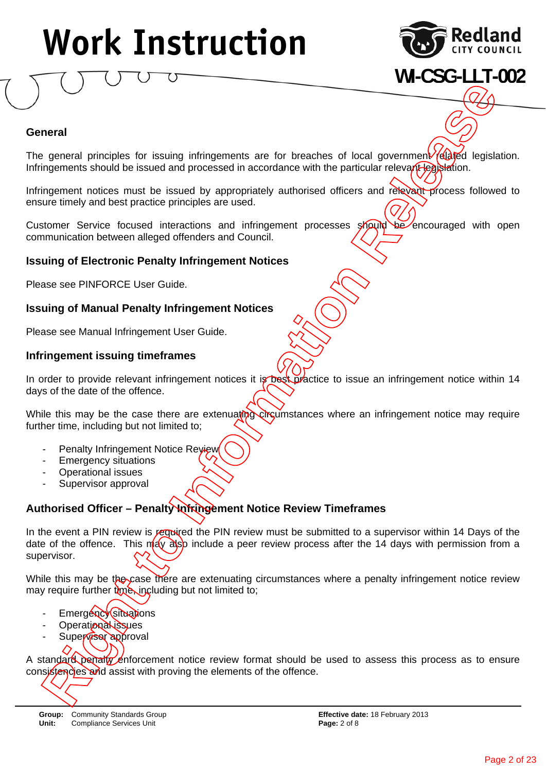## General

The general principles for issuing infringements are for breaches of local government related legislation. Infringements should be issued and processed in accordance with the particular relevant legislation.

Infringement notices must be issued by appropriately authorised officers and relevant process followed to ensure timely and best practice principles are used.

Customer Service focused interactions and infringement processes should be encouraged with open communication between alleged offenders and Council.

## Issuing of Electronic Penalty Infringement Notices

Please see PINFORCE User Guide.

## Issuing of Manual Penalty Infringement Notices

Please see Manual Infringement User Guide.

## Infringement issuing timeframes

In order to provide relevant infringement notices it is best practice to issue an infringement notice within 14 days of the date of the offence.

While this may be the case there are extenuating circumstances where an infringement notice may require further time, including but not limited to;

- Penalty Infringement Notice Review
- Emergency situations
- Operational issues
- Supervisor approval

## Authorised Officer – Penalty Infringement Notice Review Timeframes

In the event a PIN review is required the PIN review must be submitted to a supervisor within 14 Days of the date of the offence. This may also include a peer review process after the 14 days with permission from a supervisor.

While this may be the case there are extenuating circumstances where a penalty infringement notice review may require further time, including but not limited to;

- Emergency situations
- Operational issues
- Supervisor approval

A standard penalty enforcement notice review format should be used to assess this process as to ensure consistencies and assist with proving the elements of the offence.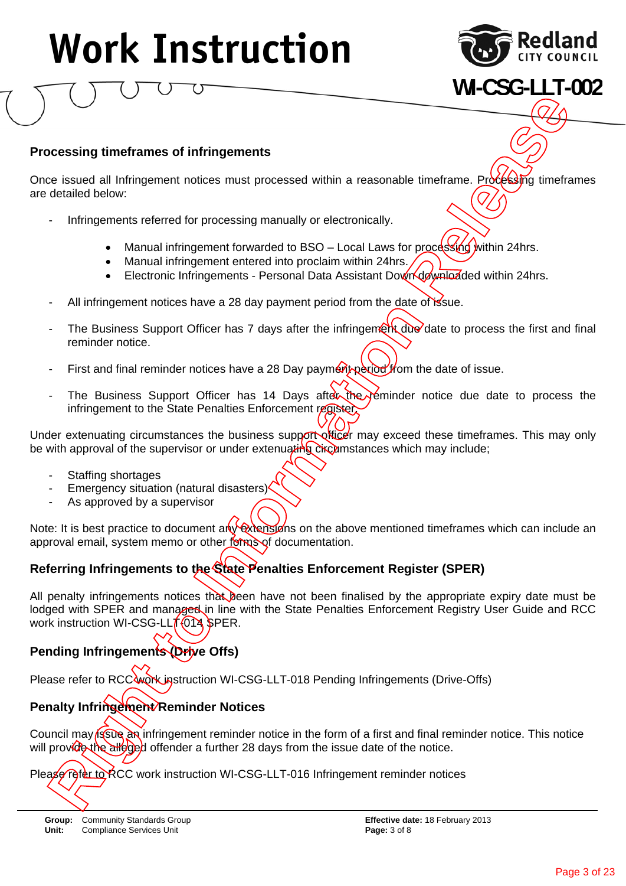## Processing timeframes of infringements

Once issued all Infringement notices must processed within a reasonable timeframe. Processing timeframes are detailed below:

- Infringements referred for processing manually or electronically.
    - Manual infringement forwarded to BSO – Local Laws for processing within 24hrs.
    - Manual infringement entered into proclaim within 24hrs.
    - Electronic Infringements - Personal Data Assistant Down downloaded within 24hrs.
- All infringement notices have a 28 day payment period from the date of issue.
- The Business Support Officer has 7 days after the infringement due date to process the first and final reminder notice.
- First and final reminder notices have a 28 Day payment period from the date of issue.
- The Business Support Officer has 14 Days after the reminder notice due date to process the infringement to the State Penalties Enforcement register.

Under extenuating circumstances the business support officer may exceed these timeframes. This may only be with approval of the supervisor or under extenuating circumstances which may include;

- Staffing shortages
- Emergency situation (natural disasters)
- As approved by a supervisor

Note: It is best practice to document any extensions on the above mentioned timeframes which can include an approval email, system memo or other forms of documentation.

## Referring Infringements to the State Penalties Enforcement Register (SPER)

All penalty infringements notices that been have not been finalised by the appropriate expiry date must be lodged with SPER and managed in line with the State Penalties Enforcement Registry User Guide and RCC work instruction WI-CSG-LLT-014 SPER.

## Pending Infringements (Drive Offs)

Please refer to RCC work instruction WI-CSG-LLT-018 Pending Infringements (Drive-Offs)

## Penalty Infringement Reminder Notices

Council may issue an infringement reminder notice in the form of a first and final reminder notice. This notice will provide the alleged offender a further 28 days from the issue date of the notice.

Please refer to RCC work instruction WI-CSG-LLT-016 Infringement reminder notices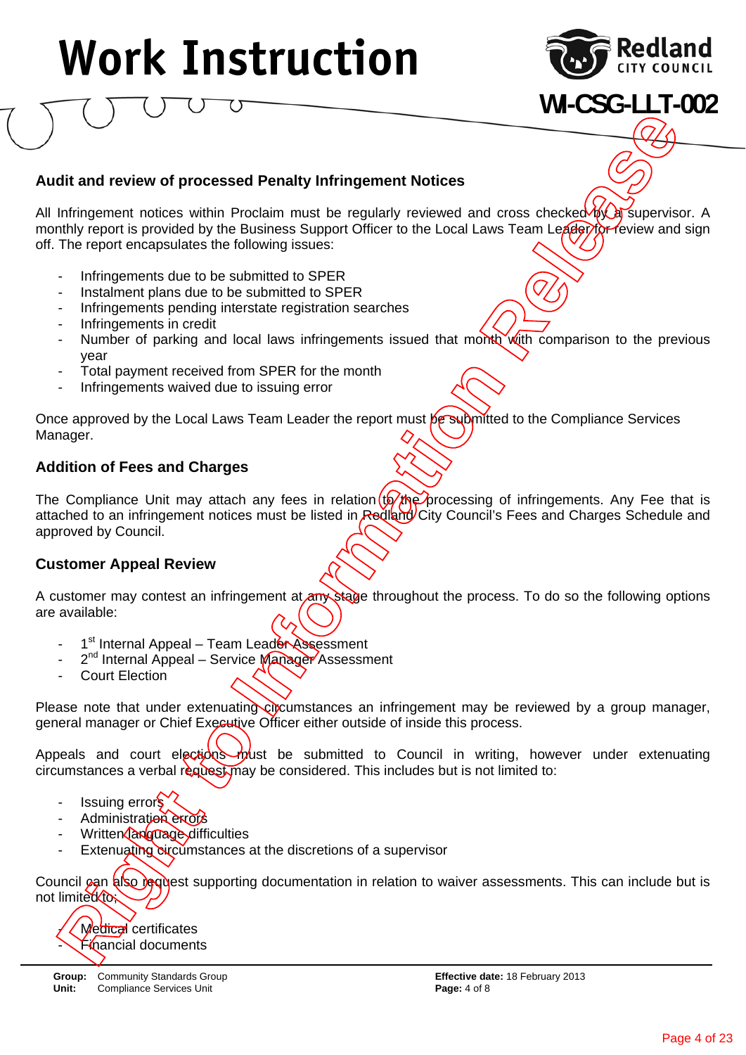## Audit and review of processed Penalty Infringement Notices

All Infringement notices within Proclaim must be regularly reviewed and cross checked by a supervisor. A monthly report is provided by the Business Support Officer to the Local Laws Team Leader for review and sign off. The report encapsulates the following issues:

- Infringements due to be submitted to SPER
- Instalment plans due to be submitted to SPER
- Infringements pending interstate registration searches
- Infringements in credit
- Number of parking and local laws infringements issued that month with comparison to the previous year
- Total payment received from SPER for the month
- Infringements waived due to issuing error

Once approved by the Local Laws Team Leader the report must be submitted to the Compliance Services Manager.

## Addition of Fees and Charges

The Compliance Unit may attach any fees in relation to the processing of infringements. Any Fee that is attached to an infringement notices must be listed in Redland City Council's Fees and Charges Schedule and approved by Council.

## Customer Appeal Review

A customer may contest an infringement at any stage throughout the process. To do so the following options are available:

- 1st Internal Appeal – Team Leader Assessment
- 2nd Internal Appeal – Service Manager Assessment
- Court Election

Please note that under extenuating circumstances an infringement may be reviewed by a group manager, general manager or Chief Executive Officer either outside of inside this process.

Appeals and court elections must be submitted to Council in writing, however under extenuating circumstances a verbal request may be considered. This includes but is not limited to:

- Issuing errors
- Administration errors
- Written language difficulties
- Extenuating circumstances at the discretions of a supervisor

Council can also request supporting documentation in relation to waiver assessments. This can include but is not limited to;

- Medical certificates
- Financial documents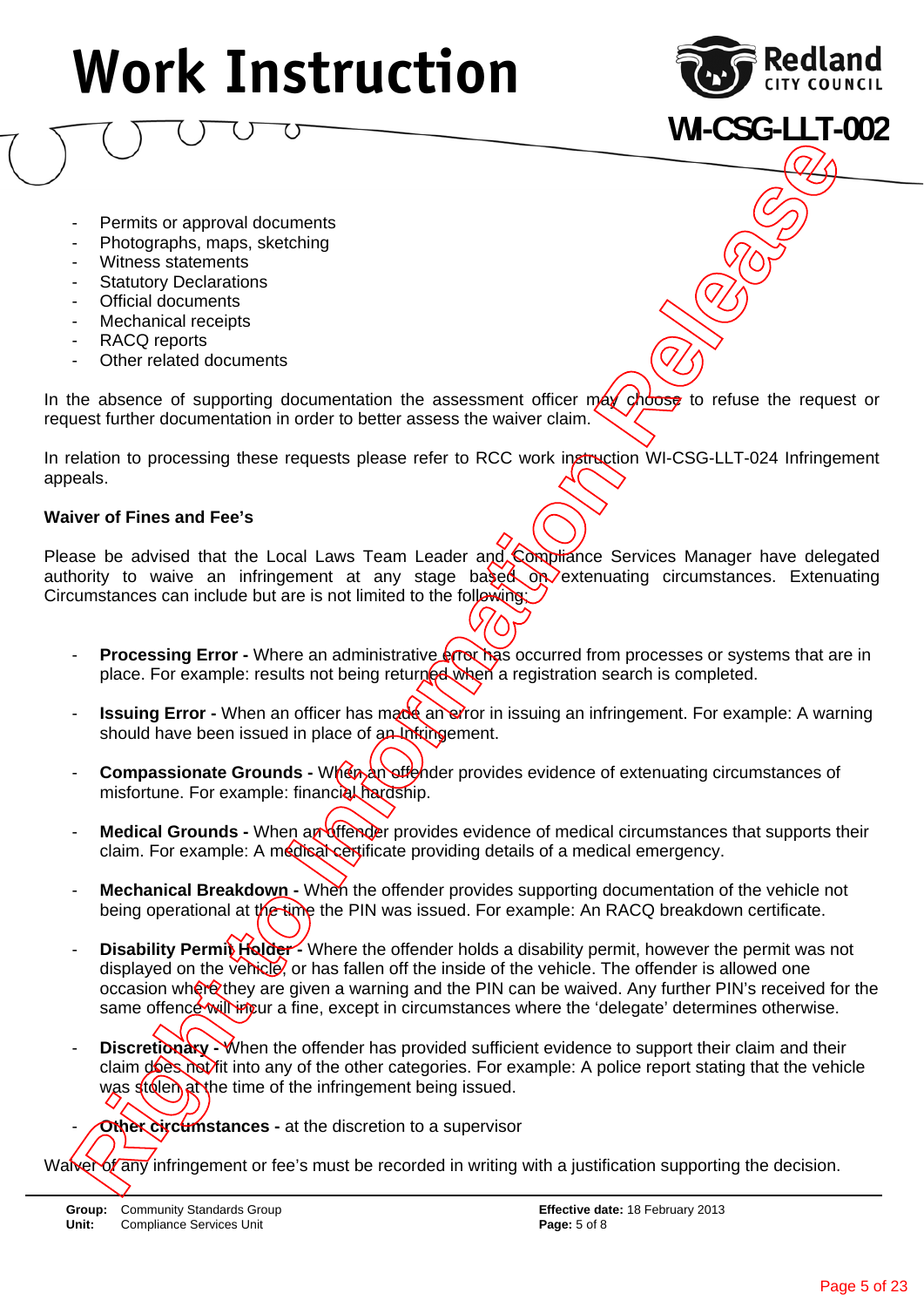- Permits or approval documents
- Photographs, maps, sketching
- Witness statements
- Statutory Declarations
- Official documents
- Mechanical receipts
- RACQ reports
- Other related documents

In the absence of supporting documentation the assessment officer may choose to refuse the request or request further documentation in order to better assess the waiver claim.

In relation to processing these requests please refer to RCC work instruction WI-CSG-LLT-024 Infringement appeals.

**Waiver of Fines and Fee's**

Please be advised that the Local Laws Team Leader and Compliance Services Manager have delegated authority to waive an infringement at any stage based on extenuating circumstances. Extenuating Circumstances can include but are is not limited to the following:

- **Processing Error -** Where an administrative error has occurred from processes or systems that are in place. For example: results not being returned when a registration search is completed.

- **Issuing Error -** When an officer has made an error in issuing an infringement. For example: A warning should have been issued in place of an Infringement.

- **Compassionate Grounds -** When an offender provides evidence of extenuating circumstances of misfortune. For example: financial hardship.

- **Medical Grounds -** When an offender provides evidence of medical circumstances that supports their claim. For example: A medical certificate providing details of a medical emergency.

- **Mechanical Breakdown -** When the offender provides supporting documentation of the vehicle not being operational at the time the PIN was issued. For example: An RACQ breakdown certificate.

- **Disability Permit Holder -** Where the offender holds a disability permit, however the permit was not displayed on the vehicle, or has fallen off the inside of the vehicle. The offender is allowed one occasion where they are given a warning and the PIN can be waived. Any further PIN's received for the same offence will incur a fine, except in circumstances where the 'delegate' determines otherwise.

- **Discretionary -** When the offender has provided sufficient evidence to support their claim and their claim does not fit into any of the other categories. For example: A police report stating that the vehicle was stolen at the time of the infringement being issued.

- **Other circumstances -** at the discretion to a supervisor

Waiver of any infringement or fee's must be recorded in writing with a justification supporting the decision.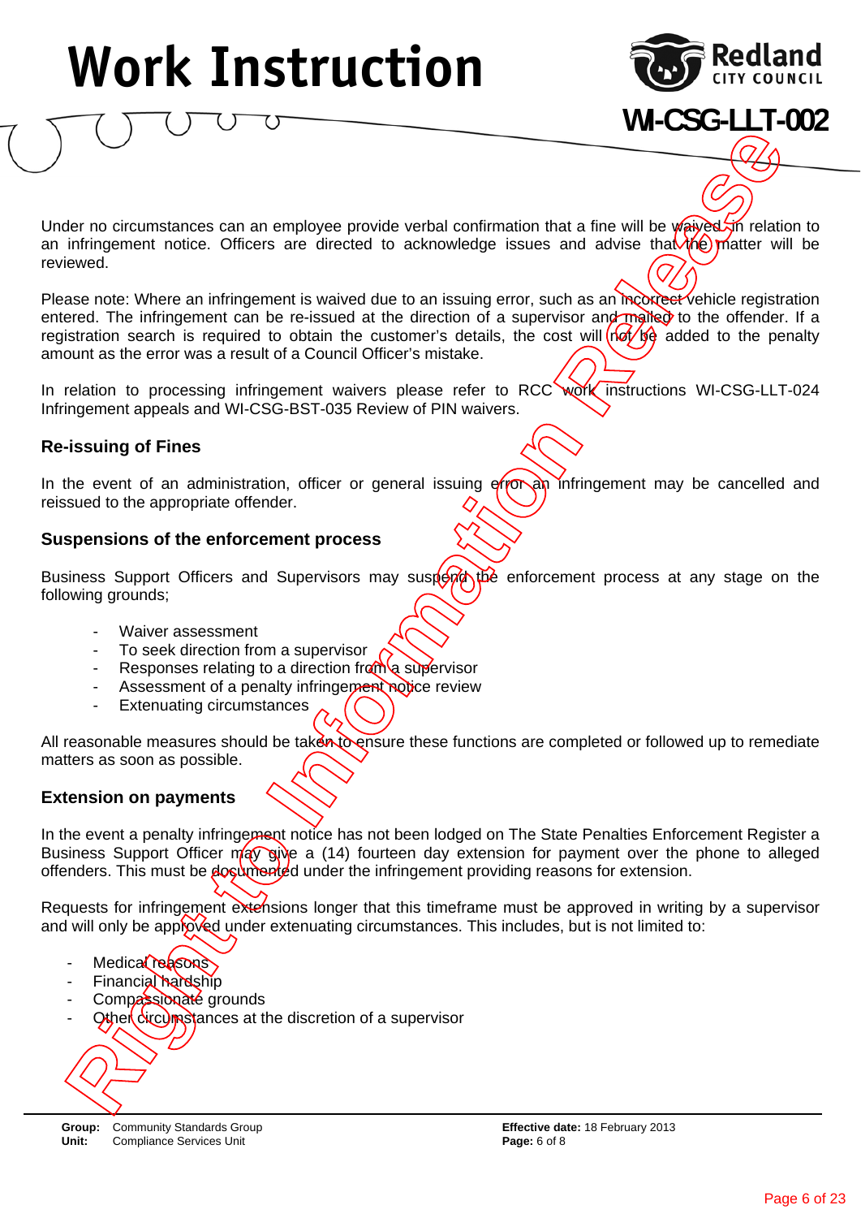Under no circumstances can an employee provide verbal confirmation that a fine will be waived in relation to an infringement notice. Officers are directed to acknowledge issues and advise that the matter will be reviewed.

Please note: Where an infringement is waived due to an issuing error, such as an incorrect vehicle registration entered. The infringement can be re-issued at the direction of a supervisor and mailed to the offender. If a registration search is required to obtain the customer's details, the cost will not be added to the penalty amount as the error was a result of a Council Officer's mistake.

In relation to processing infringement waivers please refer to RCC work instructions WI-CSG-LLT-024 Infringement appeals and WI-CSG-BST-035 Review of PIN waivers.

### Re-issuing of Fines

In the event of an administration, officer or general issuing error an infringement may be cancelled and reissued to the appropriate offender.

### Suspensions of the enforcement process

Business Support Officers and Supervisors may suspend the enforcement process at any stage on the following grounds;

- Waiver assessment
- To seek direction from a supervisor
- Responses relating to a direction from a supervisor
- Assessment of a penalty infringement notice review
- Extenuating circumstances

All reasonable measures should be taken to ensure these functions are completed or followed up to remediate matters as soon as possible.

### Extension on payments

In the event a penalty infringement notice has not been lodged on The State Penalties Enforcement Register a Business Support Officer may give a (14) fourteen day extension for payment over the phone to alleged offenders. This must be documented under the infringement providing reasons for extension.

Requests for infringement extensions longer that this timeframe must be approved in writing by a supervisor and will only be approved under extenuating circumstances. This includes, but is not limited to:

- Medical reasons
- Financial hardship
- Compassionate grounds
- Other circumstances at the discretion of a supervisor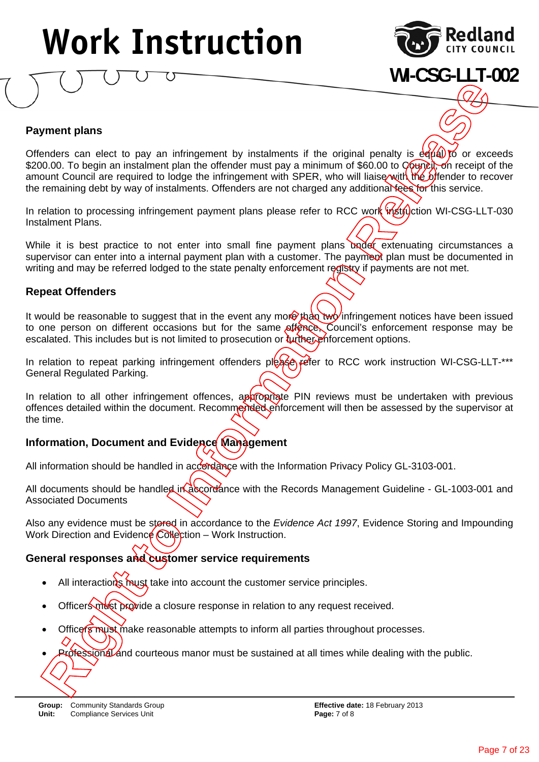## Payment plans

Offenders can elect to pay an infringement by instalments if the original penalty is equal to or exceeds $200.00. To begin an instalment plan the offender must pay a minimum of $60.00 to Council, on receipt of the amount Council are required to lodge the infringement with SPER, who will liaise with the offender to recover the remaining debt by way of instalments. Offenders are not charged any additional fees for this service.

In relation to processing infringement payment plans please refer to RCC work instruction WI-CSG-LLT-030 Instalment Plans.

While it is best practice to not enter into small fine payment plans under extenuating circumstances a supervisor can enter into a internal payment plan with a customer. The payment plan must be documented in writing and may be referred lodged to the state penalty enforcement registry if payments are not met.

## Repeat Offenders

It would be reasonable to suggest that in the event any more than two infringement notices have been issued to one person on different occasions but for the same offence, Council's enforcement response may be escalated. This includes but is not limited to prosecution or further enforcement options.

In relation to repeat parking infringement offenders please refer to RCC work instruction WI-CSG-LLT-*** General Regulated Parking.

In relation to all other infringement offences, appropriate PIN reviews must be undertaken with previous offences detailed within the document. Recommended enforcement will then be assessed by the supervisor at the time.

## Information, Document and Evidence Management

All information should be handled in accordance with the Information Privacy Policy GL-3103-001.

All documents should be handled in accordance with the Records Management Guideline - GL-1003-001 and Associated Documents

Also any evidence must be stored in accordance to the *Evidence Act 1997*, Evidence Storing and Impounding Work Direction and Evidence Collection – Work Instruction.

## General responses and customer service requirements

- All interactions must take into account the customer service principles.
- Officers must provide a closure response in relation to any request received.
- Officers must make reasonable attempts to inform all parties throughout processes.
- Professional and courteous manor must be sustained at all times while dealing with the public.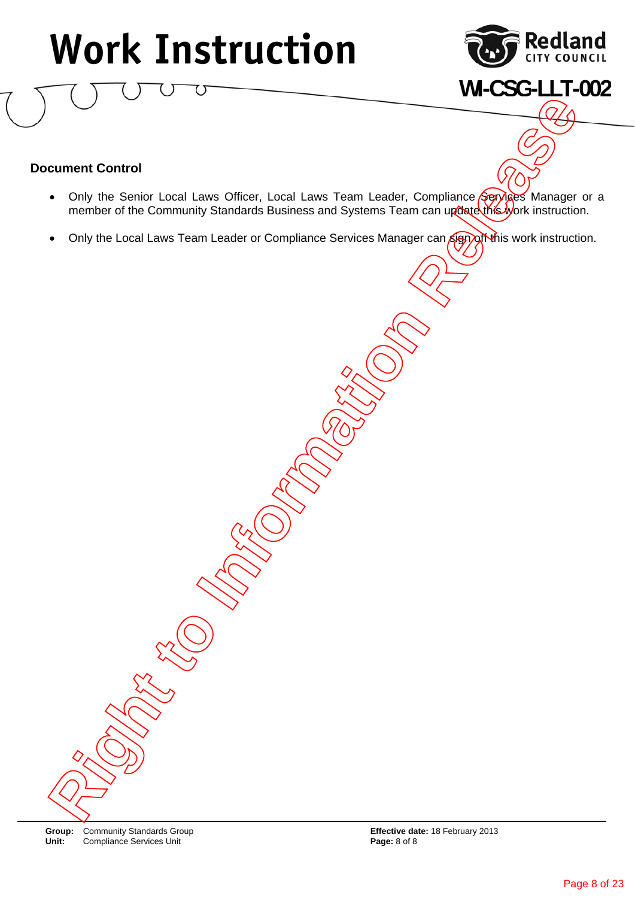## Document Control

- Only the Senior Local Laws Officer, Local Laws Team Leader, Compliance Services Manager or a member of the Community Standards Business and Systems Team can update this work instruction.
- Only the Local Laws Team Leader or Compliance Services Manager can sign off this work instruction.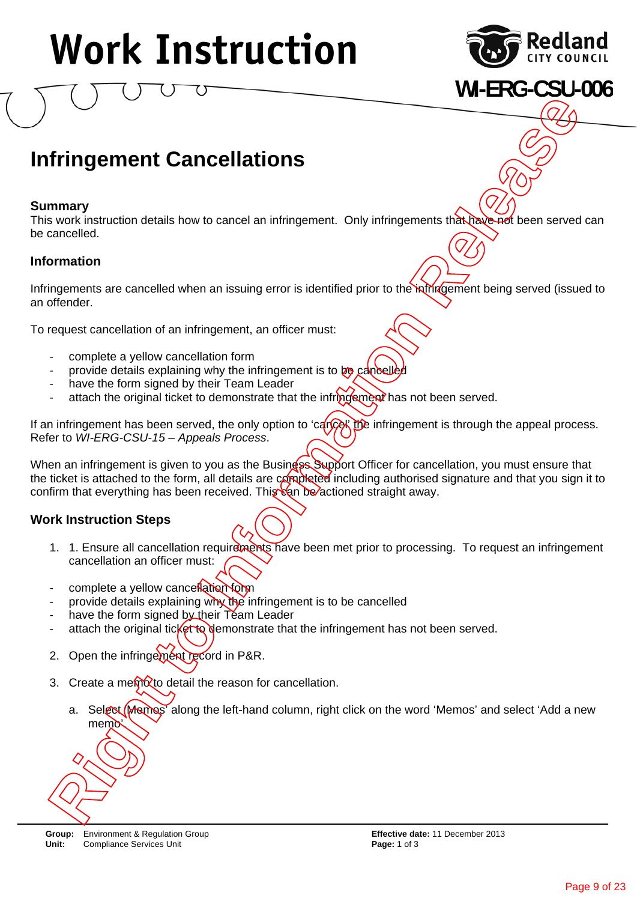# Work Instruction

WI-ERG-CSU-006

## Infringement Cancellations

### Summary

This work instruction details how to cancel an infringement. Only infringements that have not been served can be cancelled.

### Information

Infringements are cancelled when an issuing error is identified prior to the infringement being served (issued to an offender.

To request cancellation of an infringement, an officer must:

- complete a yellow cancellation form
- provide details explaining why the infringement is to be cancelled
- have the form signed by their Team Leader
- attach the original ticket to demonstrate that the infringement has not been served.

If an infringement has been served, the only option to 'cancel' the infringement is through the appeal process. Refer to *WI-ERG-CSU-15 – Appeals Process*.

When an infringement is given to you as the Business Support Officer for cancellation, you must ensure that the ticket is attached to the form, all details are completed including authorised signature and that you sign it to confirm that everything has been received. This can be actioned straight away.

### Work Instruction Steps

1. 1. Ensure all cancellation requirements have been met prior to processing. To request an infringement cancellation an officer must:

- complete a yellow cancellation form
- provide details explaining why the infringement is to be cancelled
- have the form signed by their Team Leader
- attach the original ticket to demonstrate that the infringement has not been served.

2. Open the infringement record in P&R.

3. Create a memo to detail the reason for cancellation.

   a. Select 'Memos' along the left-hand column, right click on the word 'Memos' and select 'Add a new memo'

**Group:** Environment & Regulation Group
**Unit:** Compliance Services Unit

**Effective date:** 11 December 2013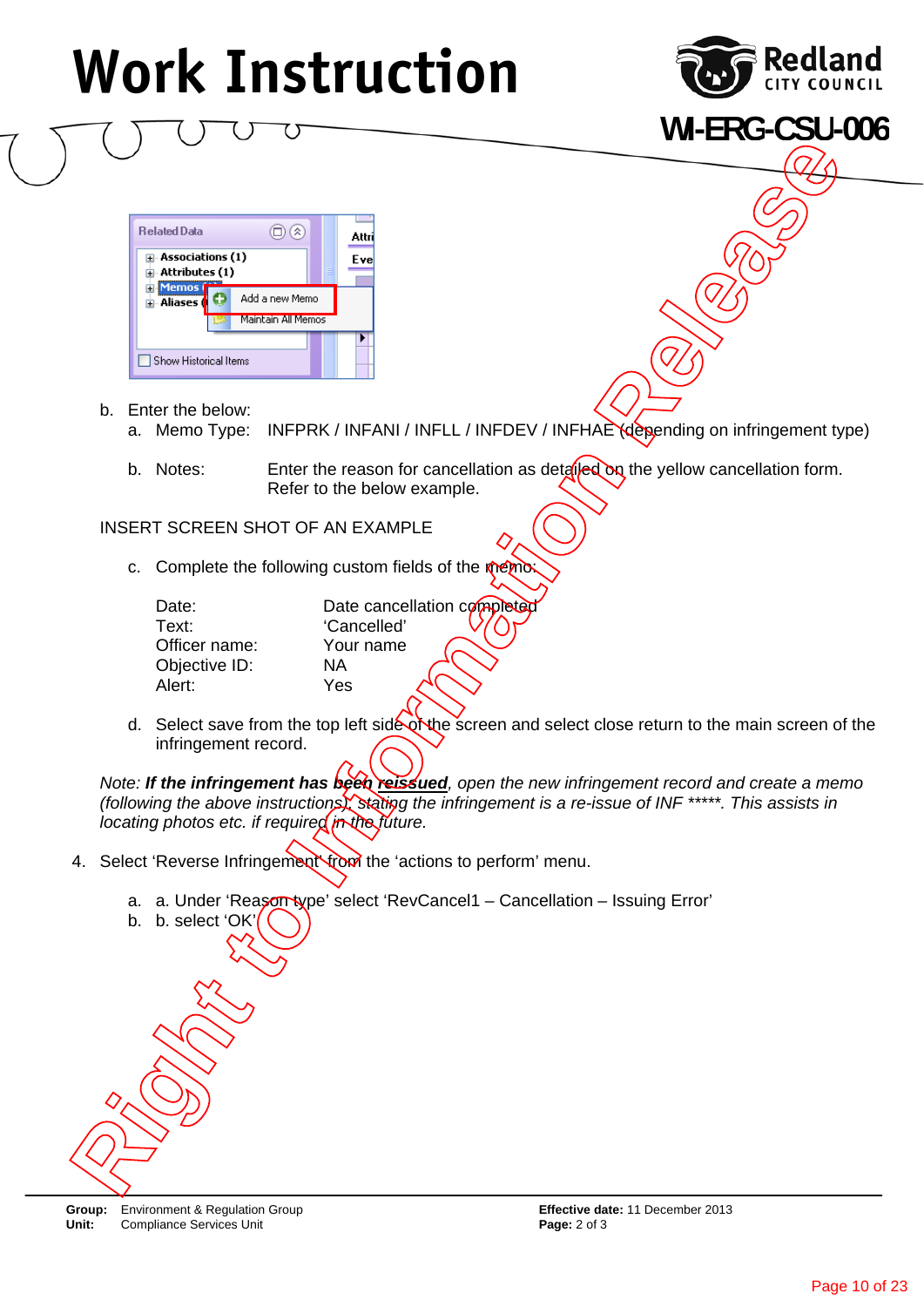# Work Instruction

WI-ERG-CSU-006

b. Enter the below:
   a. Memo Type: INFPRK / INFANI / INFLL / INFDEV / INFHAE (depending on infringement type)

   b. Notes: Enter the reason for cancellation as detailed on the yellow cancellation form. Refer to the below example.

INSERT SCREEN SHOT OF AN EXAMPLE

   c. Complete the following custom fields of the memo:

| | |
|---|---|
| Date: | Date cancellation completed |
| Text: | 'Cancelled' |
| Officer name: | Your name |
| Objective ID: | NA |
| Alert: | Yes |

   d. Select save from the top left side of the screen and select close return to the main screen of the infringement record.

*Note: **If the infringement has <u>been reissued</u>**, open the new infringement record and create a memo (following the above instructions), stating the infringement is a re-issue of INF \*\*\*\*\*. This assists in locating photos etc. if required in the future.*

4. Select 'Reverse Infringement' from the 'actions to perform' menu.

   a. a. Under 'Reason type' select 'RevCancel1 – Cancellation – Issuing Error'
   b. b. select 'OK'

Right to Information Release

**Group:** Environment & Regulation Group
**Unit:** Compliance Services Unit
**Effective date:** 11 December 2013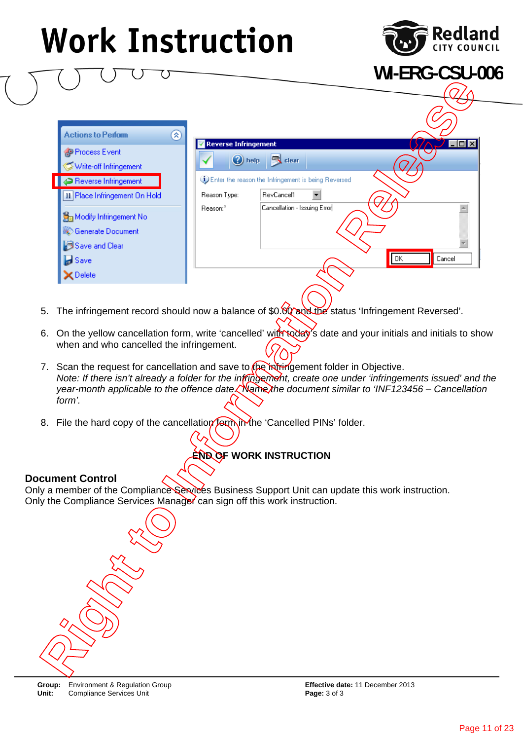# Work Instruction

WI-ERG-CSU-006

5. The infringement record should now a balance of $0.00 and the status ‘Infringement Reversed’.

6. On the yellow cancellation form, write ‘cancelled’ with today’s date and your initials and initials to show when and who cancelled the infringement.

7. Scan the request for cancellation and save to the infringement folder in Objective.
   *Note: If there isn’t already a folder for the infringement, create one under ‘infringements issued’ and the year-month applicable to the offence date. Name the document similar to ‘INF123456 – Cancellation form’.*

8. File the hard copy of the cancellation form in the ‘Cancelled PINs’ folder.

**END OF WORK INSTRUCTION**

## Document Control

Only a member of the Compliance Services Business Support Unit can update this work instruction.
Only the Compliance Services Manager can sign off this work instruction.

**Group:** Environment & Regulation Group
**Unit:** Compliance Services Unit

**Effective date:** 11 December 2013
**Page:** 3 of 3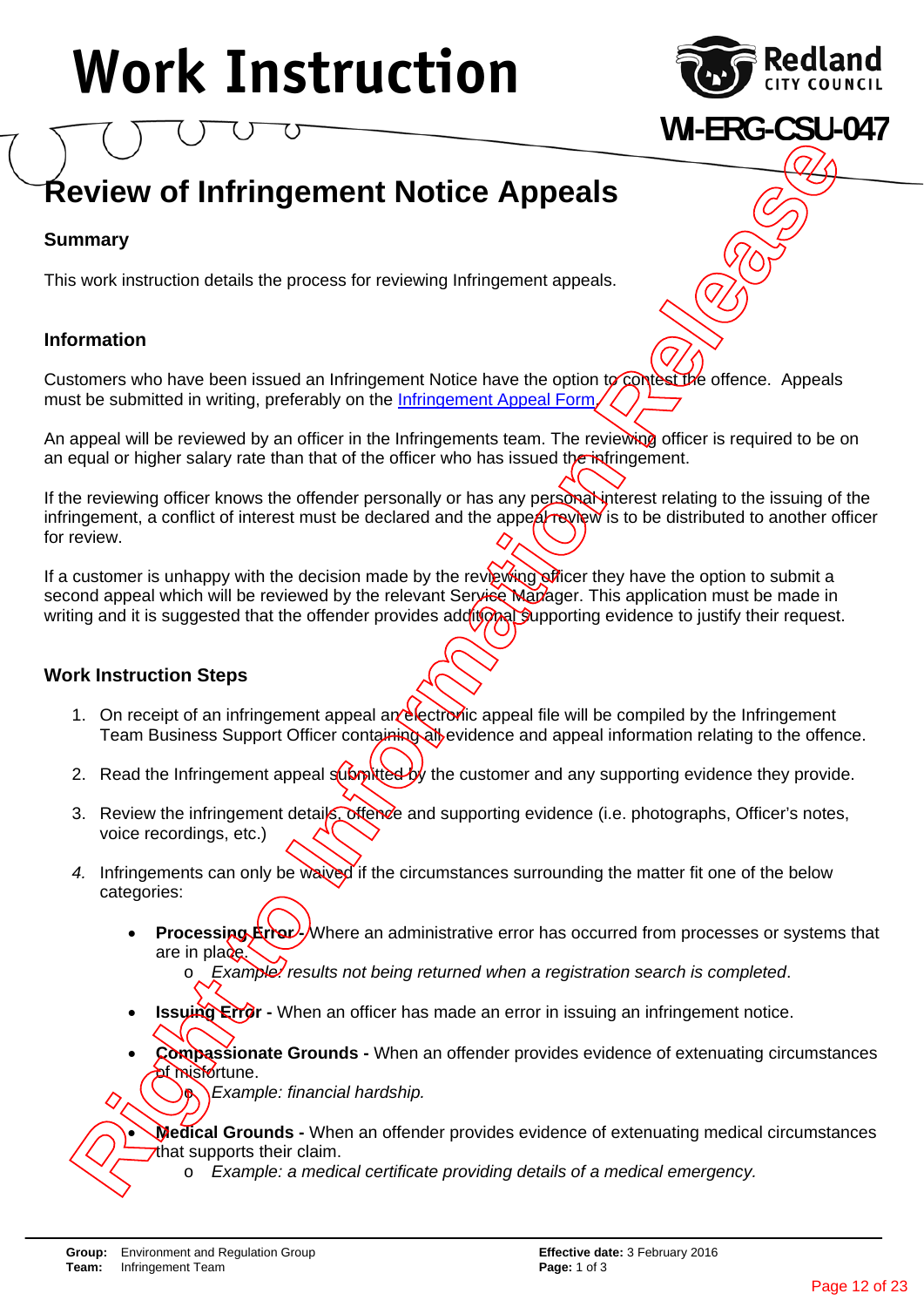# Work Instruction

WI-ERG-CSU-047

## Review of Infringement Notice Appeals

### Summary

This work instruction details the process for reviewing Infringement appeals.

### Information

Customers who have been issued an Infringement Notice have the option to contest the offence. Appeals must be submitted in writing, preferably on the [Infringement Appeal Form](Infringement Appeal Form).

An appeal will be reviewed by an officer in the Infringements team. The reviewing officer is required to be on an equal or higher salary rate than that of the officer who has issued the infringement.

If the reviewing officer knows the offender personally or has any personal interest relating to the issuing of the infringement, a conflict of interest must be declared and the appeal review is to be distributed to another officer for review.

If a customer is unhappy with the decision made by the reviewing officer they have the option to submit a second appeal which will be reviewed by the relevant Service Manager. This application must be made in writing and it is suggested that the offender provides additional supporting evidence to justify their request.

### Work Instruction Steps

1. On receipt of an infringement appeal an electronic appeal file will be compiled by the Infringement Team Business Support Officer containing all evidence and appeal information relating to the offence.
2. Read the Infringement appeal submitted by the customer and any supporting evidence they provide.
3. Review the infringement details, offence and supporting evidence (i.e. photographs, Officer's notes, voice recordings, etc.)
4. *Infringements can only be waived if the circumstances surrounding the matter fit one of the below categories:*
   - **Processing Error -** Where an administrative error has occurred from processes or systems that are in place.
     - *Example: results not being returned when a registration search is completed*.
   - **Issuing Error -** When an officer has made an error in issuing an infringement notice.
   - **Compassionate Grounds -** When an offender provides evidence of extenuating circumstances of misfortune.
     - *Example: financial hardship.*
   - **Medical Grounds -** When an offender provides evidence of extenuating medical circumstances that supports their claim.
     - *Example: a medical certificate providing details of a medical emergency.*

**Group:** Environment and Regulation Group
**Team:** Infringement Team
**Effective date:** 3 February 2016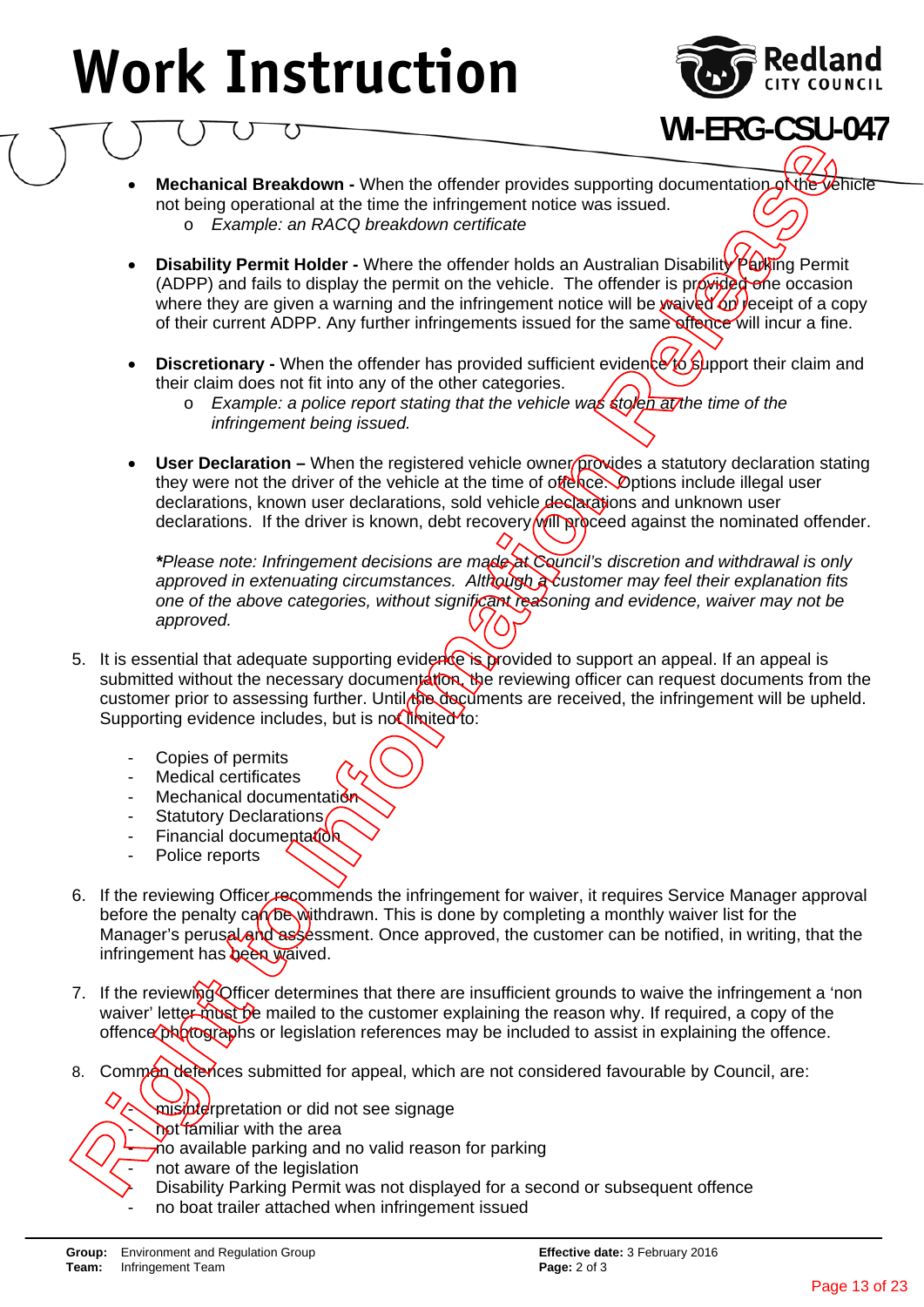- **Mechanical Breakdown -** When the offender provides supporting documentation of the vehicle not being operational at the time the infringement notice was issued.
  - *Example: an RACQ breakdown certificate*

- **Disability Permit Holder -** Where the offender holds an Australian Disability Parking Permit (ADPP) and fails to display the permit on the vehicle. The offender is provided one occasion where they are given a warning and the infringement notice will be waived on receipt of a copy of their current ADPP. Any further infringements issued for the same offence will incur a fine.

- **Discretionary -** When the offender has provided sufficient evidence to support their claim and their claim does not fit into any of the other categories.
  - *Example: a police report stating that the vehicle was stolen at the time of the infringement being issued.*

- **User Declaration –** When the registered vehicle owner provides a statutory declaration stating they were not the driver of the vehicle at the time of offence. Options include illegal user declarations, known user declarations, sold vehicle declarations and unknown user declarations. If the driver is known, debt recovery will proceed against the nominated offender.

  ***Please note:** *Infringement decisions are made at Council's discretion and withdrawal is only approved in extenuating circumstances. Although a customer may feel their explanation fits one of the above categories, without significant reasoning and evidence, waiver may not be approved.*

5. It is essential that adequate supporting evidence is provided to support an appeal. If an appeal is submitted without the necessary documentation, the reviewing officer can request documents from the customer prior to assessing further. Until the documents are received, the infringement will be upheld. Supporting evidence includes, but is not limited to:

   - Copies of permits
   - Medical certificates
   - Mechanical documentation
   - Statutory Declarations
   - Financial documentation
   - Police reports

6. If the reviewing Officer recommends the infringement for waiver, it requires Service Manager approval before the penalty can be withdrawn. This is done by completing a monthly waiver list for the Manager's perusal and assessment. Once approved, the customer can be notified, in writing, that the infringement has been waived.

7. If the reviewing Officer determines that there are insufficient grounds to waive the infringement a 'non waiver' letter must be mailed to the customer explaining the reason why. If required, a copy of the offence photographs or legislation references may be included to assist in explaining the offence.

8. Common defences submitted for appeal, which are not considered favourable by Council, are:

   - misinterpretation or did not see signage
   - not familiar with the area
   - no available parking and no valid reason for parking
   - not aware of the legislation
   - Disability Parking Permit was not displayed for a second or subsequent offence
   - no boat trailer attached when infringement issued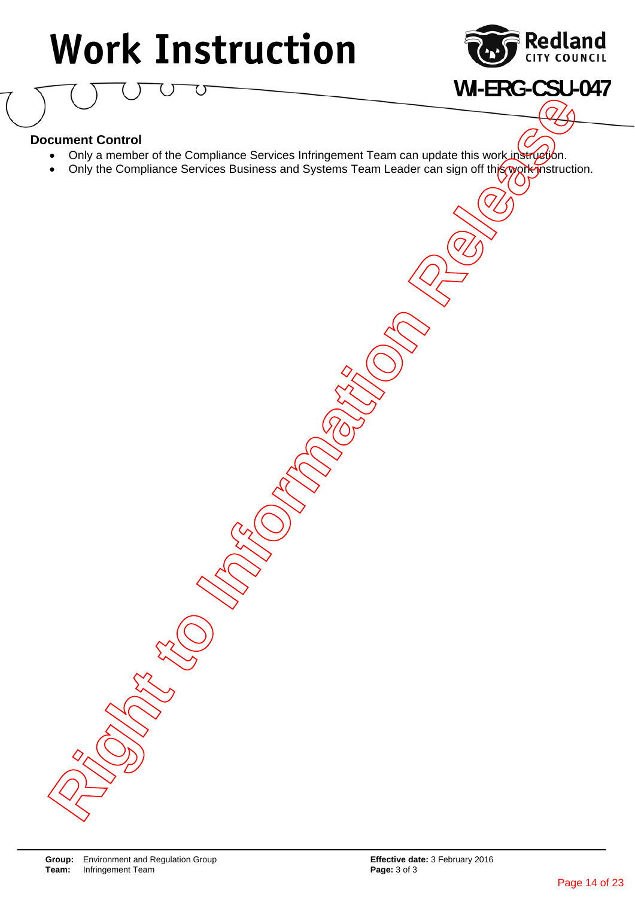**Document Control**

- Only a member of the Compliance Services Infringement Team can update this work instruction.
- Only the Compliance Services Business and Systems Team Leader can sign off this work instruction.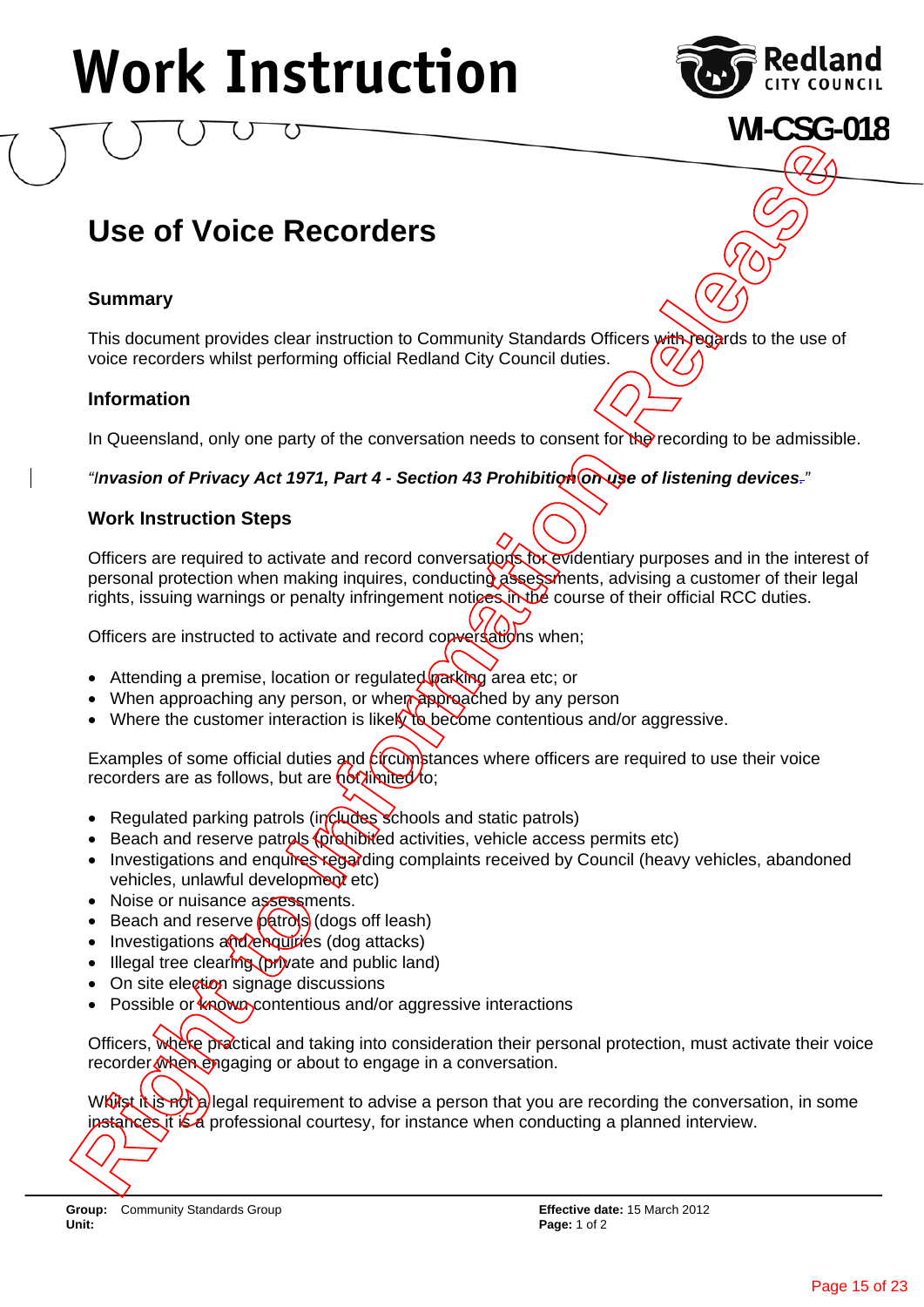# Work Instruction

WI-CSG-018

## Use of Voice Recorders

### Summary

This document provides clear instruction to Community Standards Officers with regards to the use of voice recorders whilst performing official Redland City Council duties.

### Information

In Queensland, only one party of the conversation needs to consent for the recording to be admissible.

*"**Invasion of Privacy Act 1971, Part 4 - Section 43 Prohibition on use of listening devices.**"*

### Work Instruction Steps

Officers are required to activate and record conversations for evidentiary purposes and in the interest of personal protection when making inquires, conducting assessments, advising a customer of their legal rights, issuing warnings or penalty infringement notices in the course of their official RCC duties.

Officers are instructed to activate and record conversations when;

- Attending a premise, location or regulated parking area etc; or
- When approaching any person, or when approached by any person
- Where the customer interaction is likely to become contentious and/or aggressive.

Examples of some official duties and circumstances where officers are required to use their voice recorders are as follows, but are not limited to;

- Regulated parking patrols (includes schools and static patrols)
- Beach and reserve patrols (prohibited activities, vehicle access permits etc)
- Investigations and enquires regarding complaints received by Council (heavy vehicles, abandoned vehicles, unlawful development etc)
- Noise or nuisance assessments.
- Beach and reserve patrols (dogs off leash)
- Investigations and enquiries (dog attacks)
- Illegal tree clearing (private and public land)
- On site election signage discussions
- Possible or known contentious and/or aggressive interactions

Officers, where practical and taking into consideration their personal protection, must activate their voice recorder when engaging or about to engage in a conversation.

Whilst it is not a legal requirement to advise a person that you are recording the conversation, in some instances it is a professional courtesy, for instance when conducting a planned interview.

**Group:** Community Standards Group
**Unit:**
**Effective date:** 15 March 2012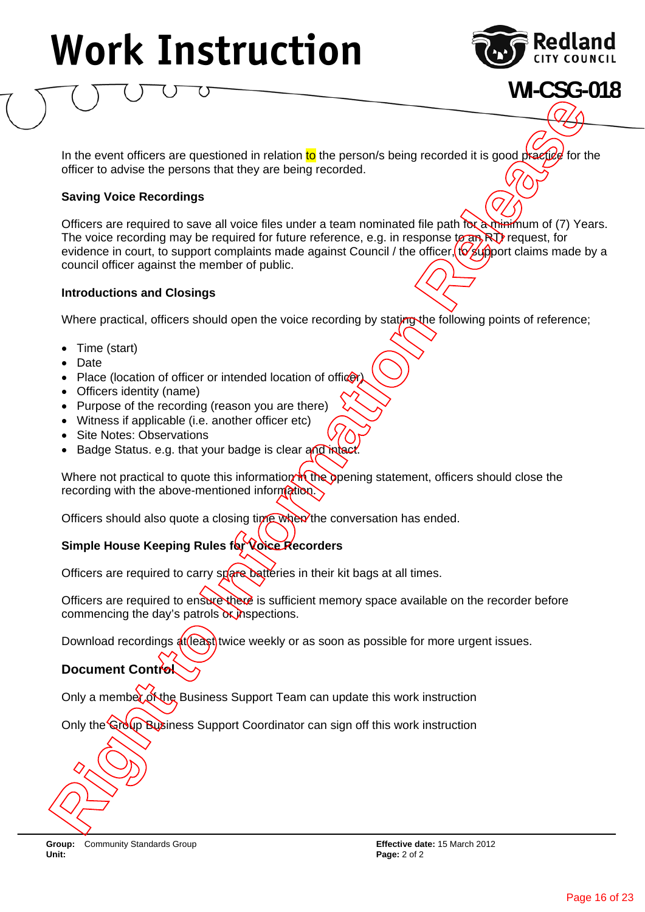# Work Instruction

**WI-CSG-018**

In the event officers are questioned in relation to the person/s being recorded it is good practice for the officer to advise the persons that they are being recorded.

**Saving Voice Recordings**

Officers are required to save all voice files under a team nominated file path for a minimum of (7) Years. The voice recording may be required for future reference, e.g. in response to an RTI request, for evidence in court, to support complaints made against Council / the officer, to support claims made by a council officer against the member of public.

**Introductions and Closings**

Where practical, officers should open the voice recording by stating the following points of reference;

- Time (start)
- Date
- Place (location of officer or intended location of officer)
- Officers identity (name)
- Purpose of the recording (reason you are there)
- Witness if applicable (i.e. another officer etc)
- Site Notes: Observations
- Badge Status. e.g. that your badge is clear and intact.

Where not practical to quote this information in the opening statement, officers should close the recording with the above-mentioned information.

Officers should also quote a closing time when the conversation has ended.

**Simple House Keeping Rules for Voice Recorders**

Officers are required to carry spare batteries in their kit bags at all times.

Officers are required to ensure there is sufficient memory space available on the recorder before commencing the day's patrols or inspections.

Download recordings at least twice weekly or as soon as possible for more urgent issues.

**Document Control**

Only a member of the Business Support Team can update this work instruction

Only the Group Business Support Coordinator can sign off this work instruction

Right to Information Release

**Group:** Community Standards Group
**Unit:**

**Effective date:** 15 March 2012
**Page:** 2 of 2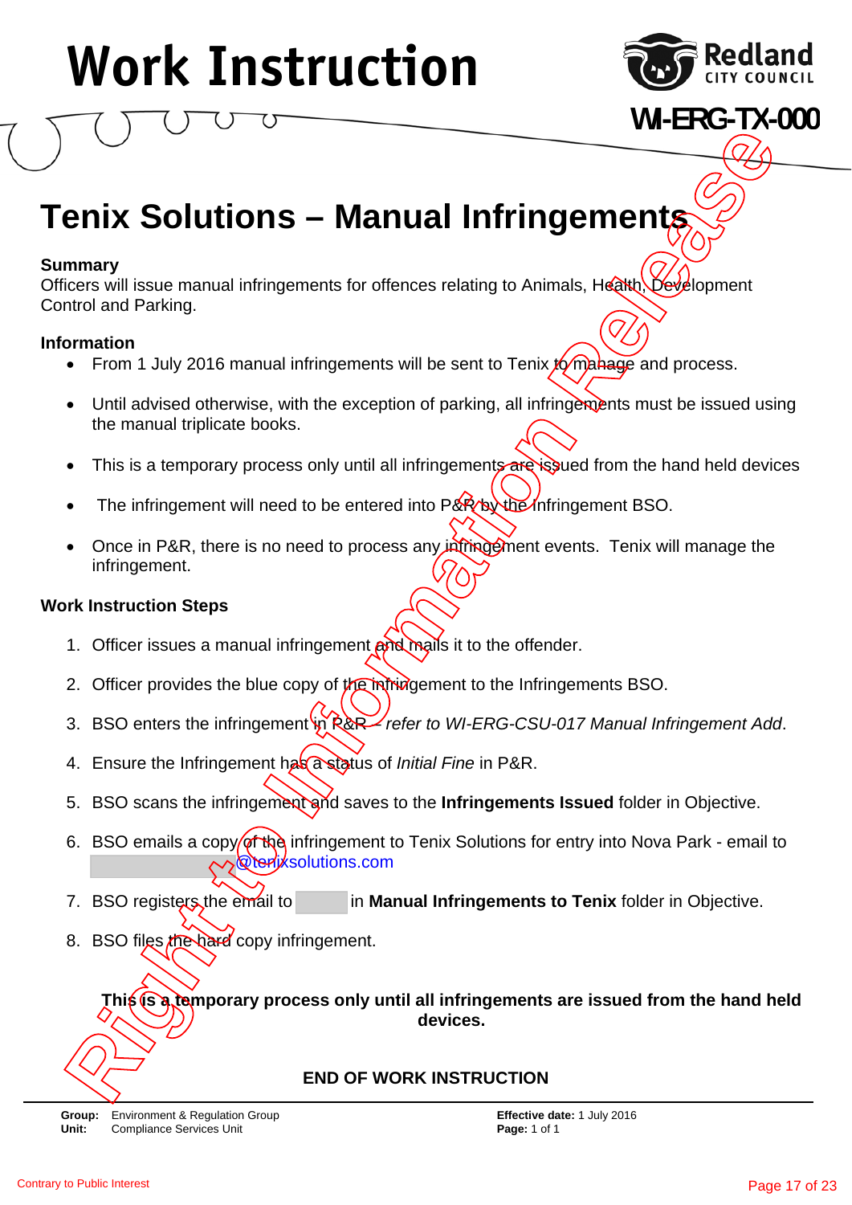# Work Instruction

WI-ERG-TX-000

## Tenix Solutions – Manual Infringements

### Summary

Officers will issue manual infringements for offences relating to Animals, Health, Development Control and Parking.

### Information

- From 1 July 2016 manual infringements will be sent to Tenix to manage and process.
- Until advised otherwise, with the exception of parking, all infringements must be issued using the manual triplicate books.
- This is a temporary process only until all infringements are issued from the hand held devices
- The infringement will need to be entered into P&R by the Infringement BSO.
- Once in P&R, there is no need to process any infringement events. Tenix will manage the infringement.

### Work Instruction Steps

1. Officer issues a manual infringement and mails it to the offender.
2. Officer provides the blue copy of the infringement to the Infringements BSO.
3. BSO enters the infringement in P&R – *refer to WI-ERG-CSU-017 Manual Infringement Add*.
4. Ensure the Infringement has a status of *Initial Fine* in P&R.
5. BSO scans the infringement and saves to the **Infringements Issued** folder in Objective.
6. BSO emails a copy of the infringement to Tenix Solutions for entry into Nova Park - email to [redacted]@tenixsolutions.com
7. BSO registers the email to [redacted] in **Manual Infringements to Tenix** folder in Objective.
8. BSO files the hard copy infringement.

**This is a temporary process only until all infringements are issued from the hand held devices.**

**END OF WORK INSTRUCTION**

**Group:** Environment & Regulation Group
**Unit:** Compliance Services Unit

**Effective date:** 1 July 2016
**Page:** 1 of 1

Contrary to Public Interest

Right to Information Release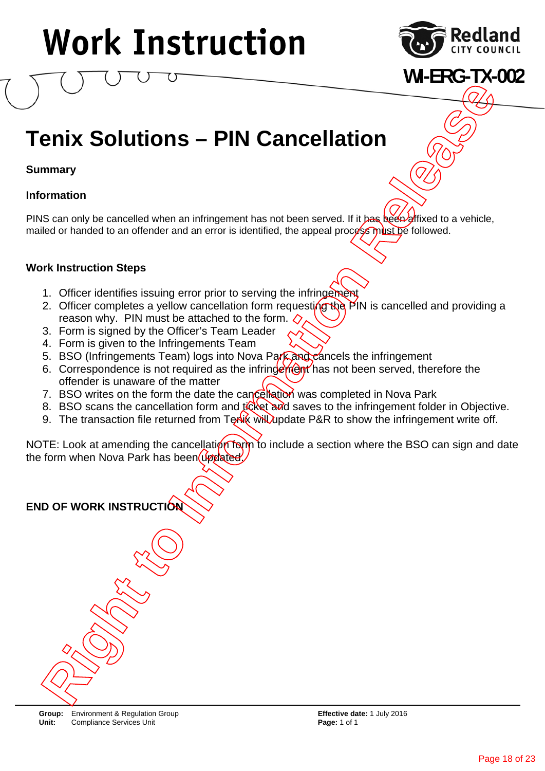# Work Instruction

**WI-ERG-TX-002**

## Tenix Solutions – PIN Cancellation

### Summary

### Information

PINS can only be cancelled when an infringement has not been served. If it has been affixed to a vehicle, mailed or handed to an offender and an error is identified, the appeal process must be followed.

### Work Instruction Steps

1. Officer identifies issuing error prior to serving the infringement
2. Officer completes a yellow cancellation form requesting the PIN is cancelled and providing a reason why. PIN must be attached to the form.
3. Form is signed by the Officer's Team Leader
4. Form is given to the Infringements Team
5. BSO (Infringements Team) logs into Nova Park and cancels the infringement
6. Correspondence is not required as the infringement has not been served, therefore the offender is unaware of the matter
7. BSO writes on the form the date the cancellation was completed in Nova Park
8. BSO scans the cancellation form and ticket and saves to the infringement folder in Objective.
9. The transaction file returned from Tenix will update P&R to show the infringement write off.

NOTE: Look at amending the cancellation form to include a section where the BSO can sign and date the form when Nova Park has been updated.

**END OF WORK INSTRUCTION**

Right to Information Release

**Group:** Environment & Regulation Group
**Unit:** Compliance Services Unit

**Effective date:** 1 July 2016
**Page:** 1 of 1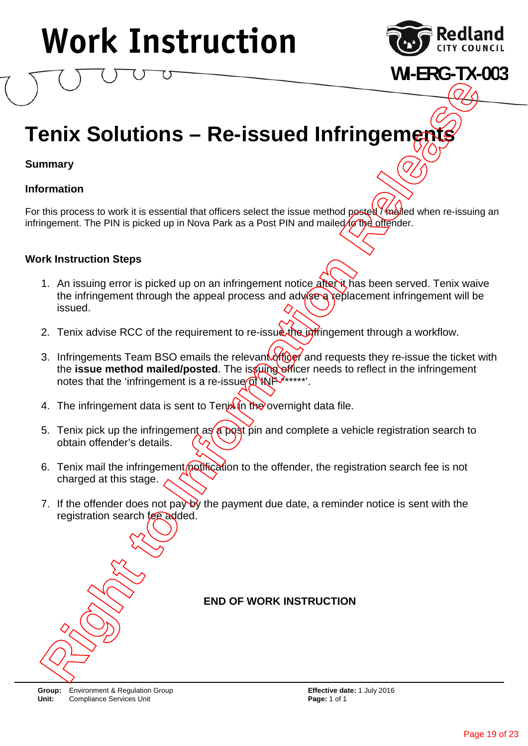# Work Instruction

**WI-ERG-TX-003**

## Tenix Solutions – Re-issued Infringements

**Summary**

**Information**

For this process to work it is essential that officers select the issue method posted / mailed when re-issuing an infringement. The PIN is picked up in Nova Park as a Post PIN and mailed to the offender.

**Work Instruction Steps**

1. An issuing error is picked up on an infringement notice after it has been served. Tenix waive the infringement through the appeal process and advise a replacement infringement will be issued.
2. Tenix advise RCC of the requirement to re-issue the infringement through a workflow.
3. Infringements Team BSO emails the relevant officer and requests they re-issue the ticket with the **issue method mailed/posted**. The issuing officer needs to reflect in the infringement notes that the 'infringement is a re-issue of INF******'.
4. The infringement data is sent to Tenix in the overnight data file.
5. Tenix pick up the infringement as a post pin and complete a vehicle registration search to obtain offender's details.
6. Tenix mail the infringement notification to the offender, the registration search fee is not charged at this stage.
7. If the offender does not pay by the payment due date, a reminder notice is sent with the registration search fee added.

**END OF WORK INSTRUCTION**

**Group:** Environment & Regulation Group
**Unit:** Compliance Services Unit
**Effective date:** 1 July 2016
**Page:** 1 of 1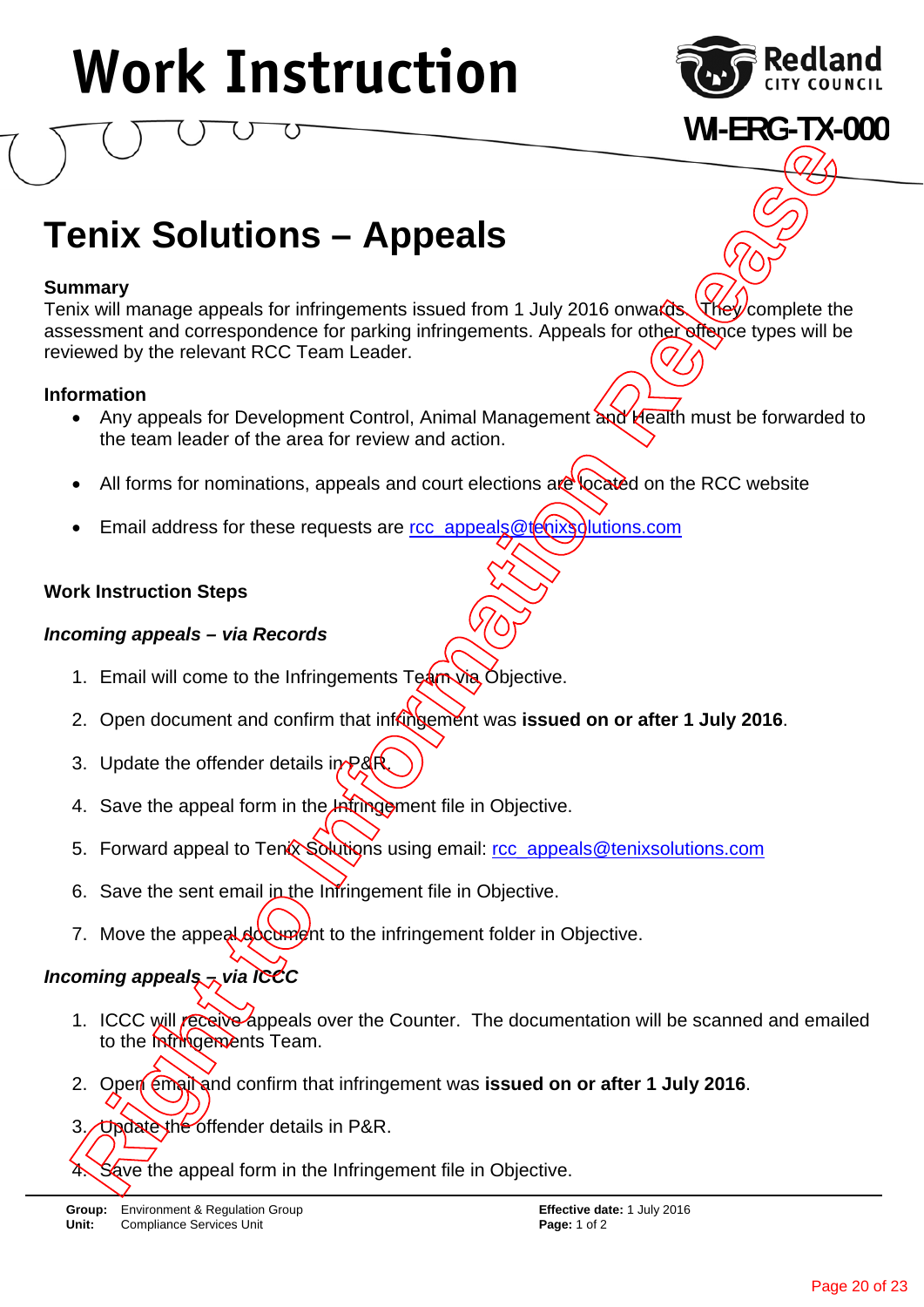# Work Instruction

WI-ERG-TX-000

## Tenix Solutions – Appeals

### Summary

Tenix will manage appeals for infringements issued from 1 July 2016 onwards. They complete the assessment and correspondence for parking infringements. Appeals for other offence types will be reviewed by the relevant RCC Team Leader.

### Information

- Any appeals for Development Control, Animal Management and Health must be forwarded to the team leader of the area for review and action.
- All forms for nominations, appeals and court elections are located on the RCC website
- Email address for these requests are rcc_appeals@tenixsolutions.com

### Work Instruction Steps

#### *Incoming appeals – via Records*

1. Email will come to the Infringements Team via Objective.
2. Open document and confirm that infringement was **issued on or after 1 July 2016**.
3. Update the offender details in P&R.
4. Save the appeal form in the Infringement file in Objective.
5. Forward appeal to Tenix Solutions using email: rcc_appeals@tenixsolutions.com
6. Save the sent email in the Infringement file in Objective.
7. Move the appeal document to the infringement folder in Objective.

#### *Incoming appeals – via ICCC*

1. ICCC will receive appeals over the Counter. The documentation will be scanned and emailed to the Infringements Team.
2. Open email and confirm that infringement was **issued on or after 1 July 2016**.
3. Update the offender details in P&R.
4. Save the appeal form in the Infringement file in Objective.

**Group:** Environment & Regulation Group
**Unit:** Compliance Services Unit
**Effective date:** 1 July 2016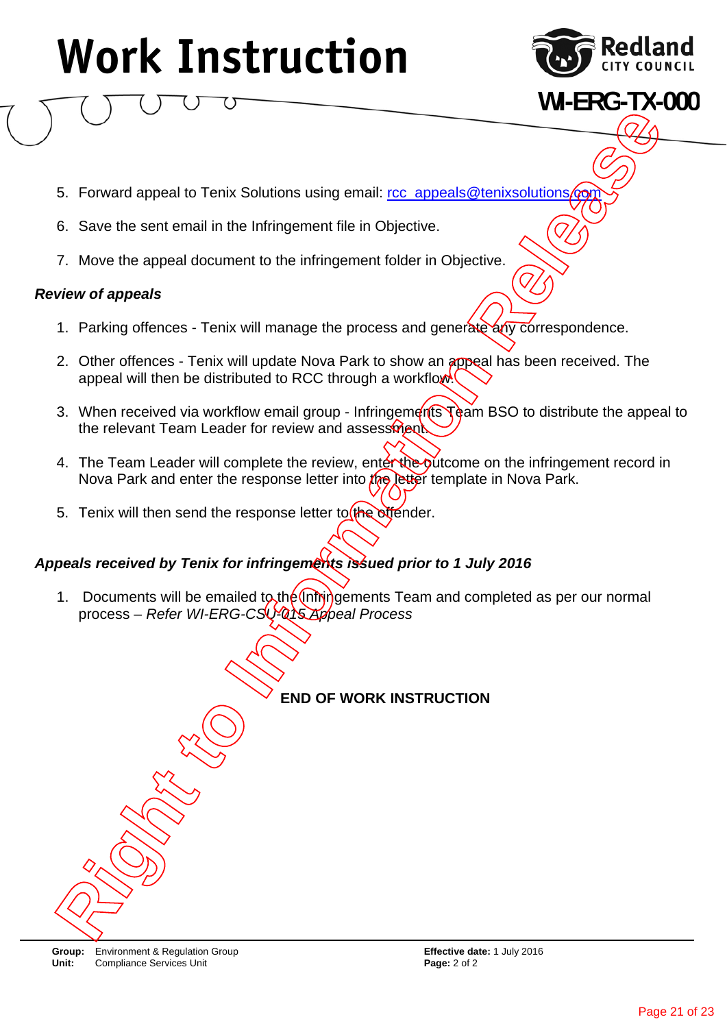# Work Instruction

**WI-ERG-TX-000**

5. Forward appeal to Tenix Solutions using email: rcc_appeals@tenixsolutions.com
6. Save the sent email in the Infringement file in Objective.
7. Move the appeal document to the infringement folder in Objective.

***Review of appeals***

1. Parking offences - Tenix will manage the process and generate any correspondence.
2. Other offences - Tenix will update Nova Park to show an appeal has been received. The appeal will then be distributed to RCC through a workflow.
3. When received via workflow email group - Infringements Team BSO to distribute the appeal to the relevant Team Leader for review and assessment.
4. The Team Leader will complete the review, enter the outcome on the infringement record in Nova Park and enter the response letter into the letter template in Nova Park.
5. Tenix will then send the response letter to the offender.

***Appeals received by Tenix for infringements issued prior to 1 July 2016***

1. Documents will be emailed to the Infringements Team and completed as per our normal process – *Refer WI-ERG-CSU-015 Appeal Process*

**END OF WORK INSTRUCTION**

Right to Information Release

**Group:** Environment & Regulation Group
**Unit:** Compliance Services Unit

**Effective date:** 1 July 2016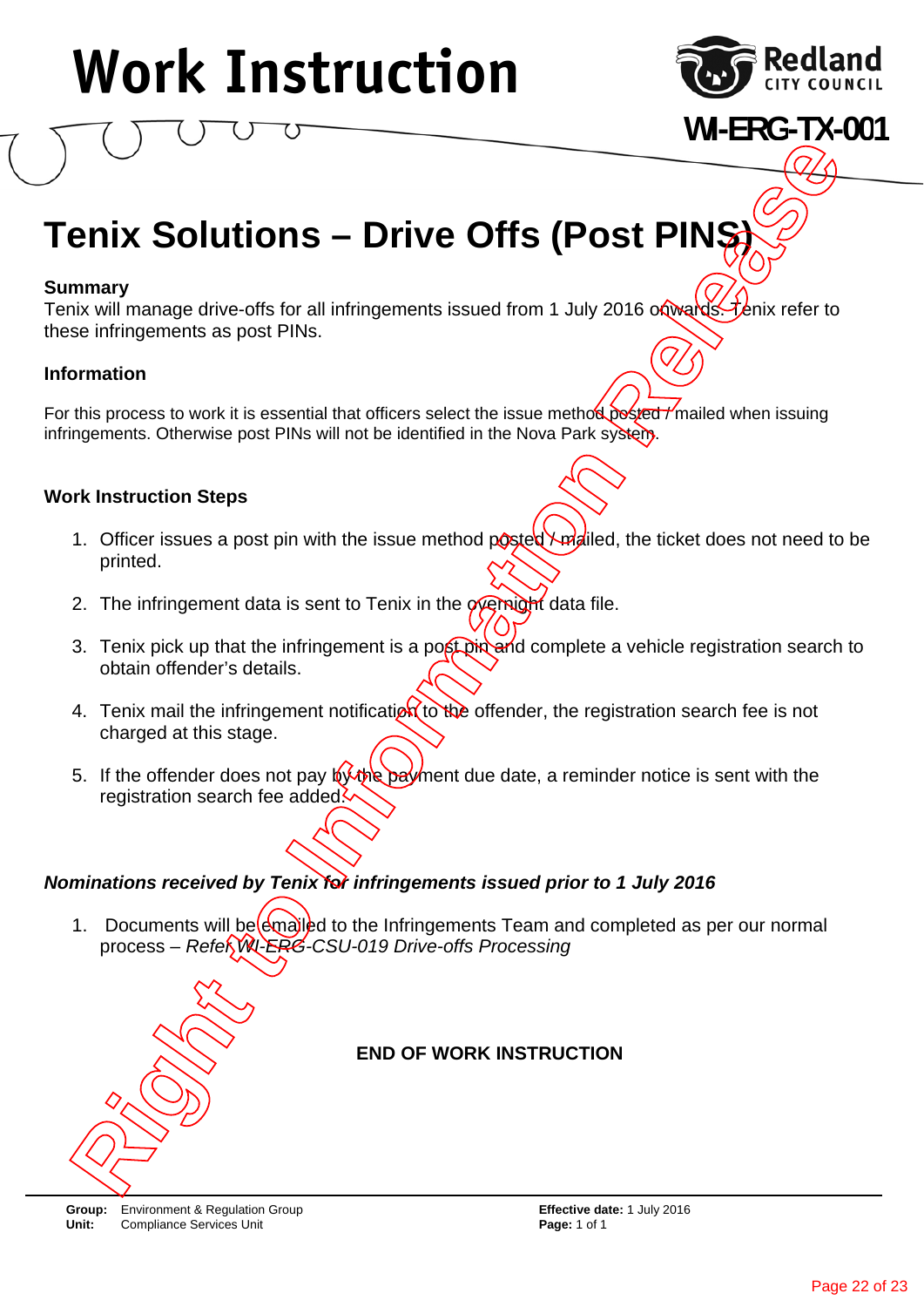# Work Instruction

Redland CITY COUNCIL

**WI-ERG-TX-001**

Right to Information Release

## Tenix Solutions – Drive Offs (Post PINS)

**Summary**

Tenix will manage drive-offs for all infringements issued from 1 July 2016 onwards. Tenix refer to these infringements as post PINs.

**Information**

For this process to work it is essential that officers select the issue method posted / mailed when issuing infringements. Otherwise post PINs will not be identified in the Nova Park system.

**Work Instruction Steps**

1. Officer issues a post pin with the issue method posted / mailed, the ticket does not need to be printed.
2. The infringement data is sent to Tenix in the overnight data file.
3. Tenix pick up that the infringement is a post pin and complete a vehicle registration search to obtain offender's details.
4. Tenix mail the infringement notification to the offender, the registration search fee is not charged at this stage.
5. If the offender does not pay by the payment due date, a reminder notice is sent with the registration search fee added.

***Nominations received by Tenix for infringements issued prior to 1 July 2016***

1. Documents will be emailed to the Infringements Team and completed as per our normal process – *Refer WI-ERG-CSU-019 Drive-offs Processing*

**END OF WORK INSTRUCTION**

**Group:** Environment & Regulation Group
**Unit:** Compliance Services Unit
**Effective date:** 1 July 2016
**Page:** 1 of 1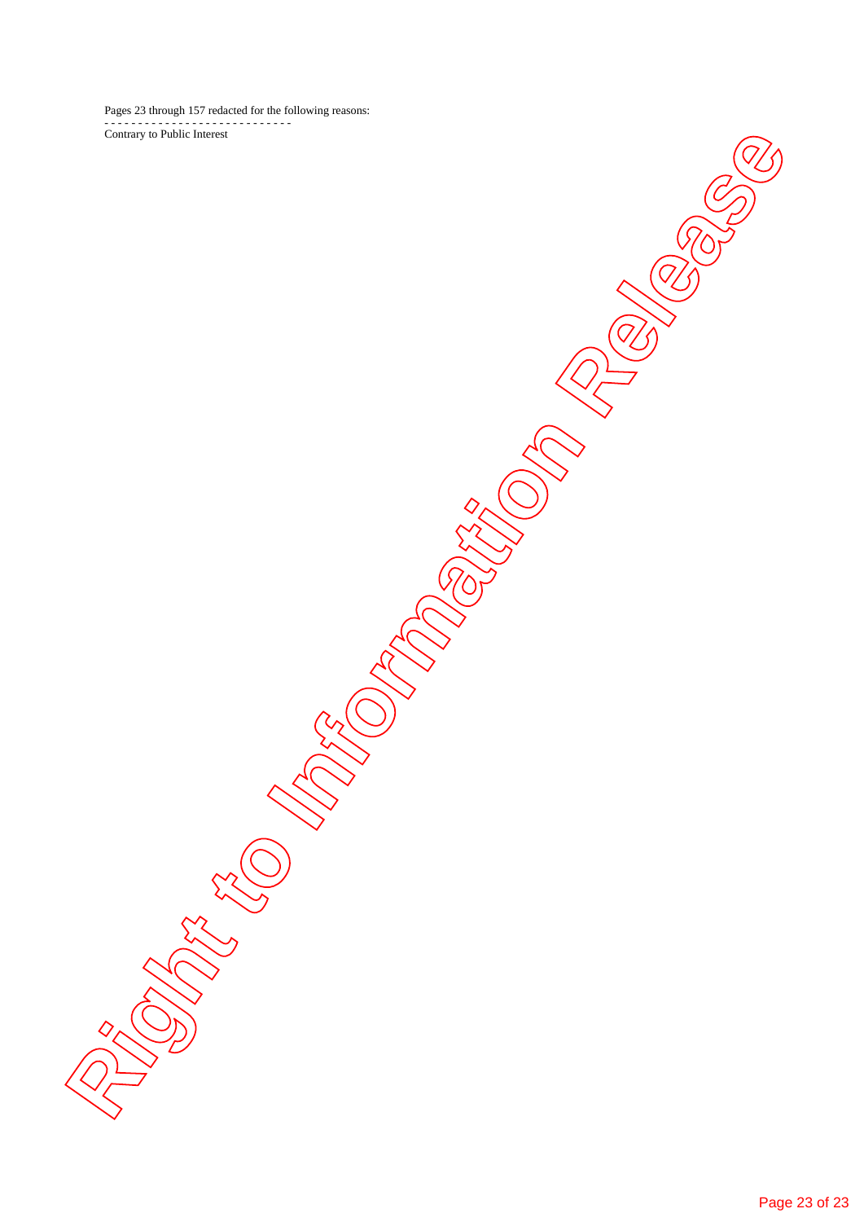Pages 23 through 157 redacted for the following reasons:

- - - - - - - - - - - - - - - - - - - - - - - - - - - -

Contrary to Public Interest

Right to Information Release